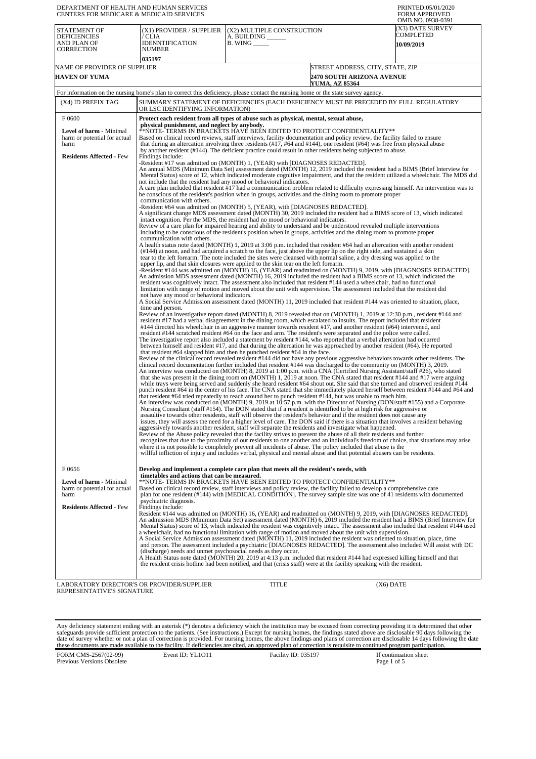DEPARTMENT OF HEALTH AND HUMAN SERVICES
CENTERS FOR MEDICARE & MEDICAID SERVICES

PRINTED:05/01/2020
FORM APPROVED
OMB NO. 0938-0391

| STATEMENT OF DEFICIENCIES AND PLAN OF CORRECTION | (X1) PROVIDER / SUPPLIER / CLIA IDENNTIFICATION NUMBER | (X2) MULTIPLE CONSTRUCTION | (X3) DATE SURVEY COMPLETED |
|---|---|---|---|
| | 035197 | A. BUILDING ______ B. WING _____ | 10/09/2019 |

| NAME OF PROVIDER OF SUPPLIER | STREET ADDRESS, CITY, STATE, ZIP |
|---|---|
| HAVEN OF YUMA | 2470 SOUTH ARIZONA AVENUE YUMA, AZ 85364 |

For information on the nursing home's plan to correct this deficiency, please contact the nursing home or the state survey agency.

| (X4) ID PREFIX TAG | SUMMARY STATEMENT OF DEFICIENCIES (EACH DEFICIENCY MUST BE PRECEDED BY FULL REGULATORY OR LSC IDENTIFYING INFORMATION) |
|---|---|
| F 0600<br><br>**Level of harm** - Minimal harm or potential for actual harm<br><br>**Residents Affected** - Few | **Protect each resident from all types of abuse such as physical, mental, sexual abuse, physical punishment, and neglect by anybody.**<br>**NOTE- TERMS IN BRACKETS HAVE BEEN EDITED TO PROTECT CONFIDENTIALITY**<br>Based on clinical record reviews, staff interviews, facility documentation and policy review, the facility failed to ensure that during an altercation involving three residents (#17, #64 and #144), one resident (#64) was free from physical abuse by another resident (#144). The deficient practice could result in other residents being subjected to abuse.<br>Findings include:<br>-Resident #17 was admitted on (MONTH) 1, (YEAR) with [DIAGNOSES REDACTED].<br>An annual MDS (Minimum Data Set) assessment dated (MONTH) 12, 2019 included the resident had a BIMS (Brief Interview for Mental Status) score of 12, which indicated moderate cognitive impairment, and that the resident utilized a wheelchair. The MDS did not include that the resident had any mood or behavioral indicators.<br>A care plan included that resident #17 had a communication problem related to difficulty expressing himself. An intervention was to be conscious of the resident's position when in groups, activities and the dining room to promote proper communication with others.<br>-Resident #64 was admitted on (MONTH) 5, (YEAR), with [DIAGNOSES REDACTED].<br>A significant change MDS assessment dated (MONTH) 30, 2019 included the resident had a BIMS score of 13, which indicated intact cognition. Per the MDS, the resident had no mood or behavioral indicators.<br>Review of a care plan for impaired hearing and ability to understand and be understood revealed multiple interventions including to be conscious of the resident's position when in groups, activities and the dining room to promote proper communication with others.<br>A health status note dated (MONTH) 1, 2019 at 3:06 p.m. included that resident #64 had an altercation with another resident (#144) at noon, and had acquired a scratch to the face, just above the upper lip on the right side, and sustained a skin tear to the left forearm. The note included the sites were cleansed with normal saline, a dry dressing was applied to the upper lip, and that skin closures were applied to the skin tear on the left forearm.<br>-Resident #144 was admitted on (MONTH) 16, (YEAR) and readmitted on (MONTH) 9, 2019, with [DIAGNOSES REDACTED].<br>An admission MDS assessment dated (MONTH) 16, 2019 included the resident had a BIMS score of 13, which indicated the resident was cognitively intact. The assessment also included that resident #144 used a wheelchair, had no functional limitation with range of motion and moved about the unit with supervision. The assessment included that the resident did not have any mood or behavioral indicators.<br>A Social Service Admission assessment dated (MONTH) 11, 2019 included that resident #144 was oriented to situation, place, time and person.<br>Review of an investigative report dated (MONTH) 8, 2019 revealed that on (MONTH) 1, 2019 at 12:30 p.m., resident #144 and resident #17 had a verbal disagreement in the dining room, which escalated to insults. The report included that resident #144 directed his wheelchair in an aggressive manner towards resident #17, and another resident (#64) intervened, and resident #144 scratched resident #64 on the face and arm. The resident's were separated and the police were called.<br>The investigative report also included a statement by resident #144, who reported that a verbal altercation had occurred between himself and resident #17, and that during the altercation he was approached by another resident (#64). He reported that resident #64 slapped him and then he punched resident #64 in the face.<br>Review of the clinical record revealed resident #144 did not have any previous aggressive behaviors towards other residents. The clinical record documentation further included that resident #144 was discharged to the community on (MONTH) 3, 2019.<br>An interview was conducted on (MONTH) 8, 2019 at 1:00 p.m. with a CNA (Certified Nursing Assistant/staff #26), who stated that she was present in the dining room on (MONTH) 1, 2019 at noon. The CNA stated that resident #144 and #17 were arguing while trays were being served and suddenly she heard resident #64 shout out. She said that she turned and observed resident #144 punch resident #64 in the center of his face. The CNA stated that she immediately placed herself between resident #144 and #64 and that resident #64 tried repeatedly to reach around her to punch resident #144, but was unable to reach him.<br>An interview was conducted on (MONTH) 9, 2019 at 10:57 p.m. with the Director of Nursing (DON/staff #155) and a Corporate Nursing Consultant (staff #154). The DON stated that if a resident is identified to be at high risk for aggressive or assaultive towards other residents, staff will observe the resident's behavior and if the resident does not cause any issues, they will assess the need for a higher level of care. The DON said if there is a situation that involves a resident behaving aggressively towards another resident, staff will separate the residents and investigate what happened.<br>Review of the Abuse policy revealed that the facility strives to prevent the abuse of all their residents and further recognizes that due to the proximity of our residents to one another and an individual's freedom of choice, that situations may arise where it is not possible to completely prevent all incidents of abuse. The policy included that abuse is the willful infliction of injury and includes verbal, physical and mental abuse and that potential abusers can be residents. |
| F 0656<br><br>**Level of harm** - Minimal harm or potential for actual harm<br><br>**Residents Affected** - Few | **Develop and implement a complete care plan that meets all the resident's needs, with timetables and actions that can be measured.**<br>**NOTE- TERMS IN BRACKETS HAVE BEEN EDITED TO PROTECT CONFIDENTIALITY**<br>Based on clinical record review, staff interviews and policy review, the facility failed to develop a comprehensive care plan for one resident (#144) with [MEDICAL CONDITION]. The survey sample size was one of 41 residents with documented psychiatric diagnosis.<br>Findings include:<br>Resident #144 was admitted on (MONTH) 16, (YEAR) and readmitted on (MONTH) 9, 2019, with [DIAGNOSES REDACTED].<br>An admission MDS (Minimum Data Set) assessment dated (MONTH) 6, 2019 included the resident had a BIMS (Brief Interview for Mental Status) score of 13, which indicated the resident was cognitively intact. The assessment also included that resident #144 used a wheelchair, had no functional limitation with range of motion and moved about the unit with supervision.<br>A Social Service Admission assessment dated (MONTH) 11, 2019 included the resident was oriented to situation, place, time and person. The assessment included a psychiatric [DIAGNOSES REDACTED]. The assessment also included Will assist with DC (discharge) needs and unmet psychosocial needs as they occur.<br>A Health Status note dated (MONTH) 20, 2019 at 4:13 p.m. included that resident #144 had expressed killing himself and that the resident crisis hotline had been notified, and that (crisis staff) were at the facility speaking with the resident. |

LABORATORY DIRECTOR'S OR PROVIDER/SUPPLIER REPRESENTATIVE'S SIGNATURE | TITLE | (X6) DATE

Any deficiency statement ending with an asterisk (*) denotes a deficiency which the institution may be excused from correcting providing it is determined that other safeguards provide sufficient protection to the patients. (See instructions.) Except for nursing homes, the findings stated above are disclosable 90 days following the date of survey whether or not a plan of correction is provided. For nursing homes, the above findings and plans of correction are disclosable 14 days following the date these documents are made available to the facility. If deficiencies are cited, an approved plan of correction is requisite to continued program participation.

FORM CMS-2567(02-99) Previous Versions Obsolete | Event ID: YL1O11 | Facility ID: 035197 | If continuation sheet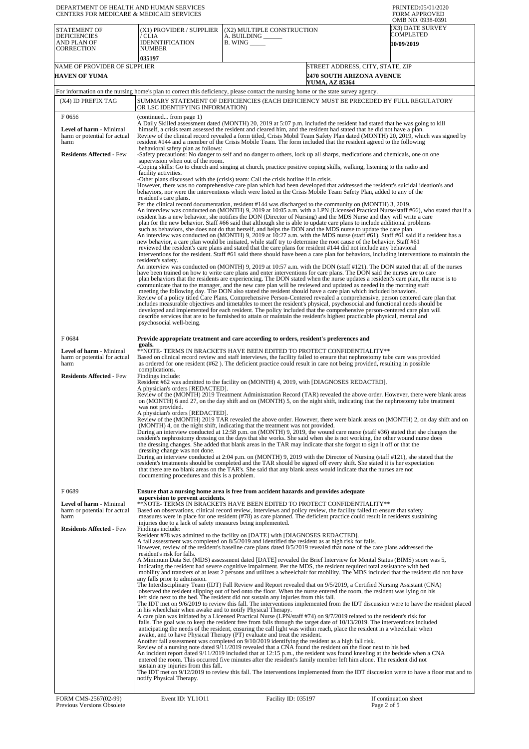DEPARTMENT OF HEALTH AND HUMAN SERVICES
CENTERS FOR MEDICARE & MEDICAID SERVICES

PRINTED:05/01/2020
FORM APPROVED
OMB NO. 0938-0391

| STATEMENT OF DEFICIENCIES AND PLAN OF CORRECTION | (X1) PROVIDER / SUPPLIER / CLIA IDENNTIFICATION NUMBER | (X2) MULTIPLE CONSTRUCTION A. BUILDING ______ B. WING _____ | (X3) DATE SURVEY COMPLETED |
|---|---|---|---|
| | 035197 | | 10/09/2019 |

| NAME OF PROVIDER OF SUPPLIER | STREET ADDRESS, CITY, STATE, ZIP |
|---|---|
| HAVEN OF YUMA | 2470 SOUTH ARIZONA AVENUE YUMA, AZ 85364 |

For information on the nursing home's plan to correct this deficiency, please contact the nursing home or the state survey agency.

| (X4) ID PREFIX TAG | SUMMARY STATEMENT OF DEFICIENCIES (EACH DEFICIENCY MUST BE PRECEDED BY FULL REGULATORY OR LSC IDENTIFYING INFORMATION) |
|---|---|
| F 0656 **Level of harm** - Minimal harm or potential for actual harm **Residents Affected** - Few | (continued... from page 1) A Daily Skilled assessment dated (MONTH) 20, 2019 at 5:07 p.m. included the resident had stated that he was going to kill himself, a crisis team assessed the resident and cleared him, and the resident had stated that he did not have a plan. Review of the clinical record revealed a form titled, Crisis Mobil Team Safety Plan dated (MONTH) 20, 2019, which was signed by resident #144 and a member of the Crisis Mobile Team. The form included that the resident agreed to the following behavioral safety plan as follows: -Safety precautions: No danger to self and no danger to others, lock up all sharps, medications and chemicals, one on one supervision when out of the room. -Coping skills: Go to church and singing at church, practice positive coping skills, walking, listening to the radio and facility activities. -Other plans discussed with the (crisis) team: Call the crisis hotline if in crisis. However, there was no comprehensive care plan which had been developed that addressed the resident's suicidal ideation's and behaviors, nor were the interventions which were listed in the Crisis Mobile Team Safety Plan, added to any of the resident's care plans. Per the clinical record documentation, resident #144 was discharged to the community on (MONTH) 3, 2019. An interview was conducted on (MONTH) 9, 2019 at 10:05 a.m. with a LPN (Licensed Practical Nurse/staff #66), who stated that if a resident has a new behavior, she notifies the DON (Director of Nursing) and the MDS Nurse and they will write a care plan for the new behavior. Staff #66 said that although she is able to update care plans to include additional problems such as behaviors, she does not do that herself, and helps the DON and the MDS nurse to update the care plan. An interview was conducted on (MONTH) 9, 2019 at 10:27 a.m. with the MDS nurse (staff #61). Staff #61 said if a resident has a new behavior, a care plan would be initiated, while staff try to determine the root cause of the behavior. Staff #61 reviewed the resident's care plans and stated that the care plans for resident #144 did not include any behavioral interventions for the resident. Staff #61 said there should have been a care plan for behaviors, including interventions to maintain the resident's safety. An interview was conducted on (MONTH) 9, 2019 at 10:57 a.m. with the DON (staff #121). The DON stated that all of the nurses have been trained on how to write care plans and enter interventions for care plans. The DON said the nurses are to care plan behaviors that the residents are experiencing. The DON stated when the nurse updates a resident's care plan, the nurse is to communicate that to the manager, and the new care plan will be reviewed and updated as needed in the morning staff meeting the following day. The DON also stated the resident should have a care plan which included behaviors. Review of a policy titled Care Plans, Comprehensive Person-Centered revealed a comprehensive, person centered care plan that includes measurable objectives and timetables to meet the resident's physical, psychosocial and functional needs should be developed and implemented for each resident. The policy included that the comprehensive person-centered care plan will describe services that are to be furnished to attain or maintain the resident's highest practicable physical, mental and psychosocial well-being. |
| F 0684 **Level of harm** - Minimal harm or potential for actual harm **Residents Affected** - Few | **Provide appropriate treatment and care according to orders, resident's preferences and goals.** **NOTE- TERMS IN BRACKETS HAVE BEEN EDITED TO PROTECT CONFIDENTIALITY** Based on clinical record review and staff interviews, the facility failed to ensure that nephrostomy tube care was provided as ordered for one resident (#62 ). The deficient practice could result in care not being provided, resulting in possible complications. Findings include: Resident #62 was admitted to the facility on (MONTH) 4, 2019, with [DIAGNOSES REDACTED]. A physician's orders [REDACTED]. Review of the (MONTH) 2019 Treatment Administration Record (TAR) revealed the above order. However, there were blank areas on (MONTH) 6 and 27, on the day shift and on (MONTH) 5, on the night shift, indicating that the nephrostomy tube treatment was not provided. A physician's orders [REDACTED]. Review of the (MONTH) 2019 TAR revealed the above order. However, there were blank areas on (MONTH) 2, on day shift and on (MONTH) 4, on the night shift, indicating that the treatment was not provided. During an interview conducted at 12:58 p.m. on (MONTH) 9, 2019, the wound care nurse (staff #36) stated that she changes the resident's nephrostomy dressing on the days that she works. She said when she is not working, the other wound nurse does the dressing changes. She added that blank areas in the TAR may indicate that she forgot to sign it off or that the dressing change was not done. During an interview conducted at 2:04 p.m. on (MONTH) 9, 2019 with the Director of Nursing (staff #121), she stated that the resident's treatments should be completed and the TAR should be signed off every shift. She stated it is her expectation that there are no blank areas on the TAR's. She said that any blank areas would indicate that the nurses are not documenting procedures and this is a problem. |
| F 0689 **Level of harm** - Minimal harm or potential for actual harm **Residents Affected** - Few | **Ensure that a nursing home area is free from accident hazards and provides adequate supervision to prevent accidents.** **NOTE- TERMS IN BRACKETS HAVE BEEN EDITED TO PROTECT CONFIDENTIALITY** Based on observations, clinical record review, interviews and policy review, the facility failed to ensure that safety measures were in place for one resident (#78) as care planned. The deficient practice could result in residents sustaining injuries due to a lack of safety measures being implemented. Findings include: Resident #78 was admitted to the facility on [DATE] with [DIAGNOSES REDACTED]. A fall assessment was completed on 8/5/2019 and identified the resident as at high risk for falls. However, review of the resident's baseline care plans dated 8/5/2019 revealed that none of the care plans addressed the resident's risk for falls. A Minimum Data Set (MDS) assessment dated [DATE] revealed the Brief Interview for Mental Status (BIMS) score was 5, indicating the resident had severe cognitive impairment. Per the MDS, the resident required total assistance with bed mobility and transfers of at least 2 persons and utilizes a wheelchair for mobility. The MDS included that the resident did not have any falls prior to admission. The Interdisciplinary Team (IDT) Fall Review and Report revealed that on 9/5/2019, a Certified Nursing Assistant (CNA) observed the resident slipping out of bed onto the floor. When the nurse entered the room, the resident was lying on his left side next to the bed. The resident did not sustain any injuries from this fall. The IDT met on 9/6/2019 to review this fall. The interventions implemented from the IDT discussion were to have the resident placed in his wheelchair when awake and to notify Physical Therapy. A care plan was initiated by a Licensed Practical Nurse (LPN/staff #74) on 9/7/2019 related to the resident's risk for falls. The goal was to keep the resident free from falls through the target date of 10/13/2019. The interventions included anticipating the needs of the resident, ensuring the call light was within reach, place the resident in a wheelchair when awake, and to have Physical Therapy (PT) evaluate and treat the resident. Another fall assessment was completed on 9/10/2019 identifying the resident as a high fall risk. Review of a nursing note dated 9/11/2019 revealed that a CNA found the resident on the floor next to his bed. An incident report dated 9/11/2019 included that at 12:15 p.m., the resident was found kneeling at the bedside when a CNA entered the room. This occurred five minutes after the resident's family member left him alone. The resident did not sustain any injuries from this fall. The IDT met on 9/12/2019 to review this fall. The interventions implemented from the IDT discussion were to have a floor mat and to notify Physical Therapy. |

FORM CMS-2567(02-99) Previous Versions Obsolete | Event ID: YL1O11 | Facility ID: 035197 | If continuation sheet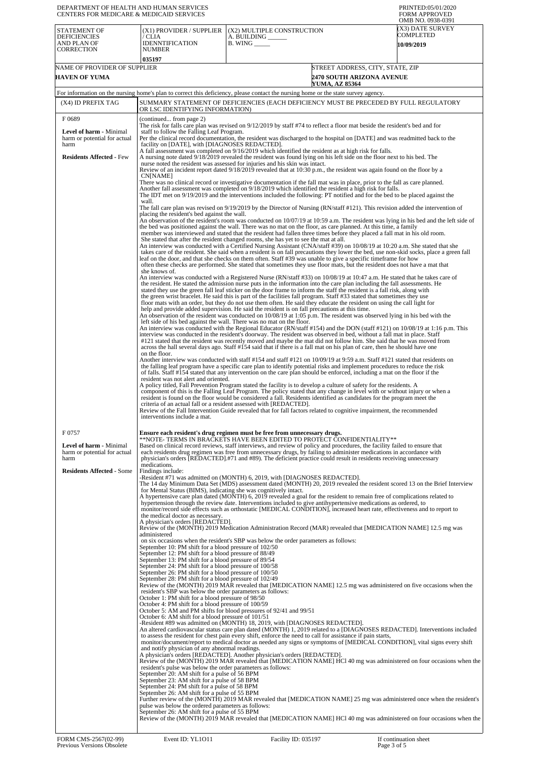DEPARTMENT OF HEALTH AND HUMAN SERVICES
CENTERS FOR MEDICARE & MEDICAID SERVICES

PRINTED:05/01/2020
FORM APPROVED
OMB NO. 0938-0391

| STATEMENT OF DEFICIENCIES AND PLAN OF CORRECTION | (X1) PROVIDER / SUPPLIER / CLIA IDENNTIFICATION NUMBER | (X2) MULTIPLE CONSTRUCTION A. BUILDING ______ B. WING _____ | (X3) DATE SURVEY COMPLETED |
|---|---|---|---|
| | 035197 | | 10/09/2019 |

| NAME OF PROVIDER OF SUPPLIER | STREET ADDRESS, CITY, STATE, ZIP |
|---|---|
| HAVEN OF YUMA | 2470 SOUTH ARIZONA AVENUE YUMA, AZ 85364 |

For information on the nursing home's plan to correct this deficiency, please contact the nursing home or the state survey agency.

| (X4) ID PREFIX TAG | SUMMARY STATEMENT OF DEFICIENCIES (EACH DEFICIENCY MUST BE PRECEDED BY FULL REGULATORY OR LSC IDENTIFYING INFORMATION) |
|---|---|
| F 0689 **Level of harm** - Minimal harm or potential for actual harm **Residents Affected** - Few | (continued... from page 2) The risk for falls care plan was revised on 9/12/2019 by staff #74 to reflect a floor mat beside the resident's bed and for staff to follow the Falling Leaf Program. Per the clinical record documentation, the resident was discharged to the hospital on [DATE] and was readmitted back to the facility on [DATE], with [DIAGNOSES REDACTED]. A fall assessment was completed on 9/16/2019 which identified the resident as at high risk for falls. A nursing note dated 9/18/2019 revealed the resident was found lying on his left side on the floor next to his bed. The nurse noted the resident was assessed for injuries and his skin was intact. Review of an incident report dated 9/18/2019 revealed that at 10:30 p.m., the resident was again found on the floor by a CN[NAME] There was no clinical record or investigative documentation if the fall mat was in place, prior to the fall as care planned. Another fall assessment was completed on 9/18/2019 which identified the resident a high risk for falls. The IDT met on 9/19/2019 and the interventions included the following: PT notified and for the bed to be placed against the wall. The fall care plan was revised on 9/19/2019 by the Director of Nursing (RN/staff #121). This revision added the intervention of placing the resident's bed against the wall. An observation of the resident's room was conducted on 10/07/19 at 10:59 a.m. The resident was lying in his bed and the left side of the bed was positioned against the wall. There was no mat on the floor, as care planned. At this time, a family member was interviewed and stated that the resident had fallen three times before they placed a fall mat in his old room. She stated that after the resident changed rooms, she has yet to see the mat at all. An interview was conducted with a Certified Nursing Assistant (CNA/staff #39) on 10/08/19 at 10:20 a.m. She stated that she takes care of the resident. She said when a resident is on fall precautions they lower the bed, use non-skid socks, place a green fall leaf on the door, and that she checks on them often. Staff #39 was unable to give a specific timeframe for how often these checks are performed. She stated that sometimes they use floor mats, but the resident does not have a mat that she knows of. An interview was conducted with a Registered Nurse (RN/staff #33) on 10/08/19 at 10:47 a.m. He stated that he takes care of the resident. He stated the admission nurse puts in the information into the care plan including the fall assessments. He stated they use the green fall leaf sticker on the door frame to inform the staff the resident is a fall risk, along with the green wrist bracelet. He said this is part of the facilities fall program. Staff #33 stated that sometimes they use floor mats with an order, but they do not use them often. He said they educate the resident on using the call light for help and provide added supervision. He said the resident is on fall precautions at this time. An observation of the resident was conducted on 10/08/19 at 1:05 p.m. The resident was observed lying in his bed with the left side of his bed against the wall. There was no mat on the floor. An interview was conducted with the Regional Educator (RN/staff #154) and the DON (staff #121) on 10/08/19 at 1:16 p.m. This interview was conducted in the resident's doorway. The resident was observed in bed, without a fall mat in place. Staff #121 stated that the resident was recently moved and maybe the mat did not follow him. She said that he was moved from across the hall several days ago. Staff #154 said that if there is a fall mat on his plan of care, then he should have one on the floor. Another interview was conducted with staff #154 and staff #121 on 10/09/19 at 9:59 a.m. Staff #121 stated that residents on the falling leaf program have a specific care plan to identify potential risks and implement procedures to reduce the risk of falls. Staff #154 stated that any intervention on the care plan should be enforced, including a mat on the floor if the resident was not alert and oriented. A policy titled, Fall Prevention Program stated the facility is to develop a culture of safety for the residents. A component of this is the Falling Leaf Program. The policy stated that any change in level with or without injury or when a resident is found on the floor would be considered a fall. Residents identified as candidates for the program meet the criteria of an actual fall or a resident assessed with [REDACTED]. Review of the Fall Intervention Guide revealed that for fall factors related to cognitive impairment, the recommended interventions include a mat. |
| F 0757 **Level of harm** - Minimal harm or potential for actual harm **Residents Affected** - Some | **Ensure each resident's drug regimen must be free from unnecessary drugs.** **NOTE- TERMS IN BRACKETS HAVE BEEN EDITED TO PROTECT CONFIDENTIALITY** Based on clinical record reviews, staff interviews, and review of policy and procedures, the facility failed to ensure that each residents drug regimen was free from unnecessary drugs, by failing to administer medications in accordance with physician's orders [REDACTED].#71 and #89). The deficient practice could result in residents receiving unnecessary medications. Findings include: -Resident #71 was admitted on (MONTH) 6, 2019, with [DIAGNOSES REDACTED]. The 14 day Minimum Data Set (MDS) assessment dated (MONTH) 20, 2019 revealed the resident scored 13 on the Brief Interview for Mental Status (BIMS), indicating she was cognitively intact. A hypertensive care plan dated (MONTH) 6, 2019 revealed a goal for the resident to remain free of complications related to hypertension through the review date. Interventions included to give antihypertensive medications as ordered, to monitor/record side effects such as orthostatic [MEDICAL CONDITION], increased heart rate, effectiveness and to report to the medical doctor as necessary. A physician's orders [REDACTED]. Review of the (MONTH) 2019 Medication Administration Record (MAR) revealed that [MEDICATION NAME] 12.5 mg was administered on six occasions when the resident's SBP was below the order parameters as follows: September 10: PM shift for a blood pressure of 102/50 September 12: PM shift for a blood pressure of 88/49 September 13: PM shift for a blood pressure of 89/54 September 24: PM shift for a blood pressure of 100/58 September 26: PM shift for a blood pressure of 100/50 September 28: PM shift for a blood pressure of 102/49 Review of the (MONTH) 2019 MAR revealed that [MEDICATION NAME] 12.5 mg was administered on five occasions when the resident's SBP was below the order parameters as follows: October 1: PM shift for a blood pressure of 98/50 October 4: PM shift for a blood pressure of 100/59 October 5: AM and PM shifts for blood pressures of 92/41 and 99/51 October 6: AM shift for a blood pressure of 101/51 -Resident #89 was admitted on (MONTH) 18, 2019, with [DIAGNOSES REDACTED]. An altered cardiovascular status care plan dated (MONTH) 1, 2019 related to a [DIAGNOSES REDACTED]. Interventions included to assess the resident for chest pain every shift, enforce the need to call for assistance if pain starts, monitor/document/report to medical doctor as needed any signs or symptoms of [MEDICAL CONDITION], vital signs every shift and notify physician of any abnormal readings. A physician's orders [REDACTED]. Another physician's orders [REDACTED]. Review of the (MONTH) 2019 MAR revealed that [MEDICATION NAME] HCl 40 mg was administered on four occasions when the resident's pulse was below the order parameters as follows: September 20: AM shift for a pulse of 56 BPM September 23: AM shift for a pulse of 58 BPM September 24: PM shift for a pulse of 58 BPM September 26: AM shift for a pulse of 55 BPM Further review of the (MONTH) 2019 MAR revealed that [MEDICATION NAME] 25 mg was administered once when the resident's pulse was below the ordered parameters as follows: September 26: AM shift for a pulse of 55 BPM Review of the (MONTH) 2019 MAR revealed that [MEDICATION NAME] HCl 40 mg was administered on four occasions when the |

FORM CMS-2567(02-99) Previous Versions Obsolete | Event ID: YL1O11 | Facility ID: 035197 | If continuation sheet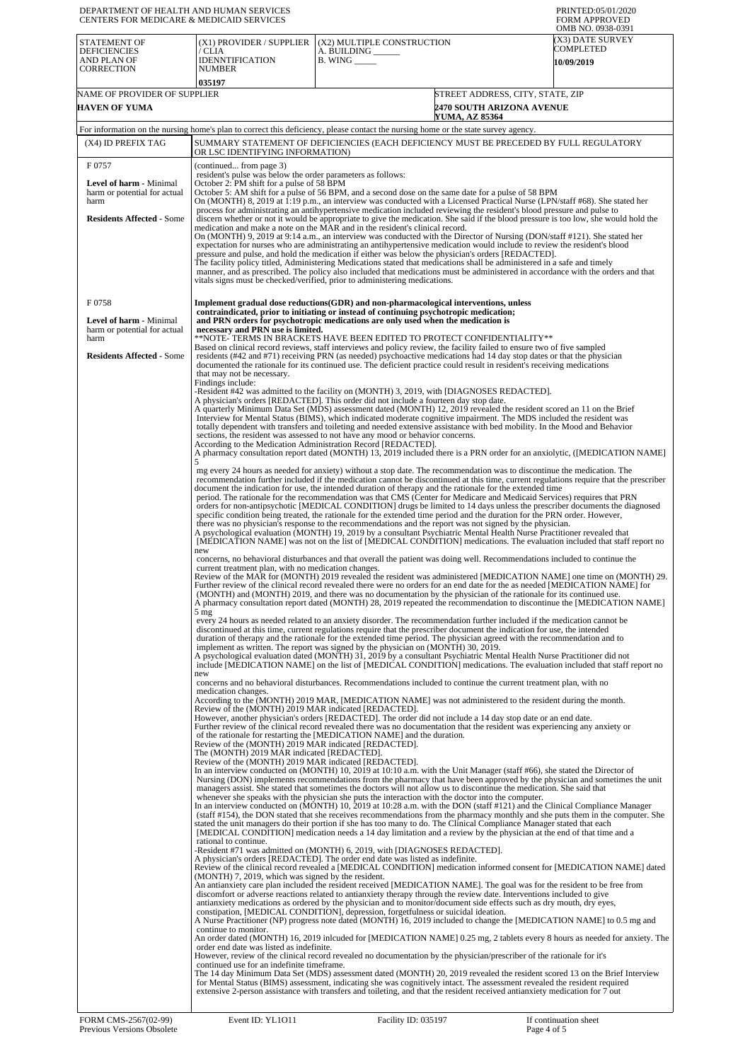DEPARTMENT OF HEALTH AND HUMAN SERVICES
CENTERS FOR MEDICARE & MEDICAID SERVICES

PRINTED:05/01/2020
FORM APPROVED
OMB NO. 0938-0391

| STATEMENT OF DEFICIENCIES AND PLAN OF CORRECTION | (X1) PROVIDER / SUPPLIER / CLIA IDENNTIFICATION NUMBER | (X2) MULTIPLE CONSTRUCTION A. BUILDING ______ B. WING _____ | (X3) DATE SURVEY COMPLETED |
|---|---|---|---|
| | 035197 | | 10/09/2019 |

| NAME OF PROVIDER OF SUPPLIER | STREET ADDRESS, CITY, STATE, ZIP |
|---|---|
| HAVEN OF YUMA | 2470 SOUTH ARIZONA AVENUE YUMA, AZ 85364 |

For information on the nursing home's plan to correct this deficiency, please contact the nursing home or the state survey agency.

| (X4) ID PREFIX TAG | SUMMARY STATEMENT OF DEFICIENCIES (EACH DEFICIENCY MUST BE PRECEDED BY FULL REGULATORY OR LSC IDENTIFYING INFORMATION) |
|---|---|
| F 0757 **Level of harm** - Minimal harm or potential for actual harm **Residents Affected** - Some | (continued... from page 3) resident's pulse was below the order parameters as follows: October 2: PM shift for a pulse of 58 BPM October 5: AM shift for a pulse of 56 BPM, and a second dose on the same date for a pulse of 58 BPM On (MONTH) 8, 2019 at 1:19 p.m., an interview was conducted with a Licensed Practical Nurse (LPN/staff #68). She stated her process for administrating an antihypertensive medication included reviewing the resident's blood pressure and pulse to discern whether or not it would be appropriate to give the medication. She said if the blood pressure is too low, she would hold the medication and make a note on the MAR and in the resident's clinical record. On (MONTH) 9, 2019 at 9:14 a.m., an interview was conducted with the Director of Nursing (DON/staff #121). She stated her expectation for nurses who are administrating an antihypertensive medication would include to review the resident's blood pressure and pulse, and hold the medication if either was below the physician's orders [REDACTED]. The facility policy titled, Administering Medications stated that medications shall be administered in a safe and timely manner, and as prescribed. The policy also included that medications must be administered in accordance with the orders and that vitals signs must be checked/verified, prior to administering medications. |
| F 0758 **Level of harm** - Minimal harm or potential for actual harm **Residents Affected** - Some | **Implement gradual dose reductions(GDR) and non-pharmacological interventions, unless contraindicated, prior to initiating or instead of continuing psychotropic medication; and PRN orders for psychotropic medications are only used when the medication is necessary and PRN use is limited.** **NOTE- TERMS IN BRACKETS HAVE BEEN EDITED TO PROTECT CONFIDENTIALITY** Based on clinical record reviews, staff interviews and policy review, the facility failed to ensure two of five sampled residents (#42 and #71) receiving PRN (as needed) psychoactive medications had 14 day stop dates or that the physician documented the rationale for its continued use. The deficient practice could result in resident's receiving medications that may not be necessary. Findings include: -Resident #42 was admitted to the facility on (MONTH) 3, 2019, with [DIAGNOSES REDACTED]. A physician's orders [REDACTED]. This order did not include a fourteen day stop date. A quarterly Minimum Data Set (MDS) assessment dated (MONTH) 12, 2019 revealed the resident scored an 11 on the Brief Interview for Mental Status (BIMS), which indicated moderate cognitive impairment. The MDS included the resident was totally dependent with transfers and toileting and needed extensive assistance with bed mobility. In the Mood and Behavior sections, the resident was assessed to not have any mood or behavior concerns. According to the Medication Administration Record [REDACTED]. A pharmacy consultation report dated (MONTH) 13, 2019 included there is a PRN order for an anxiolytic, ([MEDICATION NAME] 5 mg every 24 hours as needed for anxiety) without a stop date. The recommendation was to discontinue the medication. The recommendation further included if the medication cannot be discontinued at this time, current regulations require that the prescriber document the indication for use, the intended duration of therapy and the rationale for the extended time period. The rationale for the recommendation was that CMS (Center for Medicare and Medicaid Services) requires that PRN orders for non-antipsychotic [MEDICAL CONDITION] drugs be limited to 14 days unless the prescriber documents the diagnosed specific condition being treated, the rationale for the extended time period and the duration for the PRN order. However, there was no physician's response to the recommendations and the report was not signed by the physician. A psychological evaluation (MONTH) 19, 2019 by a consultant Psychiatric Mental Health Nurse Practitioner revealed that [MEDICATION NAME] was not on the list of [MEDICAL CONDITION] medications. The evaluation included that staff report no new concerns, no behavioral disturbances and that overall the patient was doing well. Recommendations included to continue the current treatment plan, with no medication changes. Review of the MAR for (MONTH) 2019 revealed the resident was administered [MEDICATION NAME] one time on (MONTH) 29. Further review of the clinical record revealed there were no orders for an end date for the as needed [MEDICATION NAME] for (MONTH) and (MONTH) 2019, and there was no documentation by the physician of the rationale for its continued use. A pharmacy consultation report dated (MONTH) 28, 2019 repeated the recommendation to discontinue the [MEDICATION NAME] 5 mg every 24 hours as needed related to an anxiety disorder. The recommendation further included if the medication cannot be discontinued at this time, current regulations require that the prescriber document the indication for use, the intended duration of therapy and the rationale for the extended time period. The physician agreed with the recommendation and to implement as written. The report was signed by the physician on (MONTH) 30, 2019. A psychological evaluation dated (MONTH) 31, 2019 by a consultant Psychiatric Mental Health Nurse Practitioner did not include [MEDICATION NAME] on the list of [MEDICAL CONDITION] medications. The evaluation included that staff report no new concerns and no behavioral disturbances. Recommendations included to continue the current treatment plan, with no medication changes. According to the (MONTH) 2019 MAR, [MEDICATION NAME] was not administered to the resident during the month. Review of the (MONTH) 2019 MAR indicated [REDACTED]. However, another physician's orders [REDACTED]. The order did not include a 14 day stop date or an end date. Further review of the clinical record revealed there was no documentation that the resident was experiencing any anxiety or of the rationale for restarting the [MEDICATION NAME] and the duration. Review of the (MONTH) 2019 MAR indicated [REDACTED]. The (MONTH) 2019 MAR indicated [REDACTED]. Review of the (MONTH) 2019 MAR indicated [REDACTED]. In an interview conducted on (MONTH) 10, 2019 at 10:10 a.m. with the Unit Manager (staff #66), she stated the Director of Nursing (DON) implements recommendations from the pharmacy that have been approved by the physician and sometimes the unit managers assist. She stated that sometimes the doctors will not allow us to discontinue the medication. She said that whenever she speaks with the physician she puts the interaction with the doctor into the computer. In an interview conducted on (MONTH) 10, 2019 at 10:28 a.m. with the DON (staff #121) and the Clinical Compliance Manager (staff #154), the DON stated that she receives recommendations from the pharmacy monthly and she puts them in the computer. She stated the unit managers do their portion if she has too many to do. The Clinical Compliance Manager stated that each [MEDICAL CONDITION] medication needs a 14 day limitation and a review by the physician at the end of that time and a rational to continue. -Resident #71 was admitted on (MONTH) 6, 2019, with [DIAGNOSES REDACTED]. A physician's orders [REDACTED]. The order end date was listed as indefinite. Review of the clinical record revealed a [MEDICAL CONDITION] medication informed consent for [MEDICATION NAME] dated (MONTH) 7, 2019, which was signed by the resident. An antianxiety care plan included the resident received [MEDICATION NAME]. The goal was for the resident to be free from discomfort or adverse reactions related to antianxiety therapy through the review date. Interventions included to give antianxiety medications as ordered by the physician and to monitor/document side effects such as dry mouth, dry eyes, constipation, [MEDICAL CONDITION], depression, forgetfulness or suicidal ideation. A Nurse Practitioner (NP) progress note dated (MONTH) 16, 2019 included to change the [MEDICATION NAME] to 0.5 mg and continue to monitor. An order dated (MONTH) 16, 2019 inlcuded for [MEDICATION NAME] 0.25 mg, 2 tablets every 8 hours as needed for anxiety. The order end date was listed as indefinite. However, review of the clinical record revealed no documentation by the physician/prescriber of the rationale for it's continued use for an indefinite timeframe. The 14 day Minimum Data Set (MDS) assessment dated (MONTH) 20, 2019 revealed the resident scored 13 on the Brief Interview for Mental Status (BIMS) assessment, indicating she was cognitively intact. The assessment revealed the resident required extensive 2-person assistance with transfers and toileting, and that the resident received antianxiety medication for 7 out |

FORM CMS-2567(02-99) Previous Versions Obsolete | Event ID: YL1O11 | Facility ID: 035197 | If continuation sheet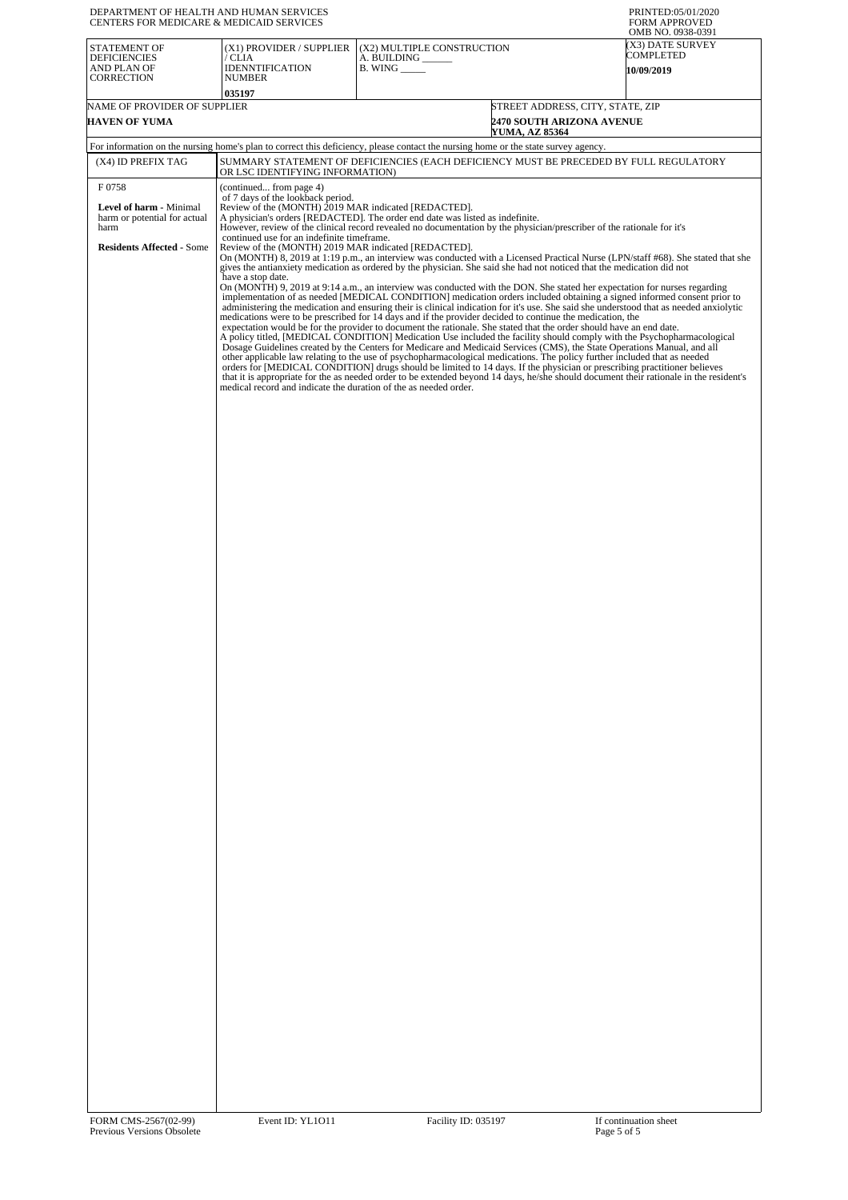DEPARTMENT OF HEALTH AND HUMAN SERVICES
CENTERS FOR MEDICARE & MEDICAID SERVICES

PRINTED:05/01/2020
FORM APPROVED
OMB NO. 0938-0391

| STATEMENT OF DEFICIENCIES AND PLAN OF CORRECTION | (X1) PROVIDER / SUPPLIER / CLIA IDENNTIFICATION NUMBER | (X2) MULTIPLE CONSTRUCTION | (X3) DATE SURVEY COMPLETED |
|---|---|---|---|
| | 035197 | A. BUILDING ______ B. WING _____ | 10/09/2019 |

| NAME OF PROVIDER OF SUPPLIER | STREET ADDRESS, CITY, STATE, ZIP |
|---|---|
| HAVEN OF YUMA | 2470 SOUTH ARIZONA AVENUE YUMA, AZ 85364 |

For information on the nursing home's plan to correct this deficiency, please contact the nursing home or the state survey agency.

| (X4) ID PREFIX TAG | SUMMARY STATEMENT OF DEFICIENCIES (EACH DEFICIENCY MUST BE PRECEDED BY FULL REGULATORY OR LSC IDENTIFYING INFORMATION) |
|---|---|
| F 0758<br><br>**Level of harm** - Minimal harm or potential for actual harm<br><br>**Residents Affected** - Some | (continued... from page 4)<br>of 7 days of the lookback period.<br>Review of the (MONTH) 2019 MAR indicated [REDACTED].<br>A physician's orders [REDACTED]. The order end date was listed as indefinite.<br>However, review of the clinical record revealed no documentation by the physician/prescriber of the rationale for it's continued use for an indefinite timeframe.<br>Review of the (MONTH) 2019 MAR indicated [REDACTED].<br>On (MONTH) 8, 2019 at 1:19 p.m., an interview was conducted with a Licensed Practical Nurse (LPN/staff #68). She stated that she gives the antianxiety medication as ordered by the physician. She said she had not noticed that the medication did not have a stop date.<br>On (MONTH) 9, 2019 at 9:14 a.m., an interview was conducted with the DON. She stated her expectation for nurses regarding implementation of as needed [MEDICAL CONDITION] medication orders included obtaining a signed informed consent prior to administering the medication and ensuring their is clinical indication for it's use. She said she understood that as needed anxiolytic medications were to be prescribed for 14 days and if the provider decided to continue the medication, the expectation would be for the provider to document the rationale. She stated that the order should have an end date.<br>A policy titled, [MEDICAL CONDITION] Medication Use included the facility should comply with the Psychopharmacological Dosage Guidelines created by the Centers for Medicare and Medicaid Services (CMS), the State Operations Manual, and all other applicable law relating to the use of psychopharmacological medications. The policy further included that as needed orders for [MEDICAL CONDITION] drugs should be limited to 14 days. If the physician or prescribing practitioner believes that it is appropriate for the as needed order to be extended beyond 14 days, he/she should document their rationale in the resident's medical record and indicate the duration of the as needed order. |

FORM CMS-2567(02-99) Previous Versions Obsolete | Event ID: YL1O11 | Facility ID: 035197 | If continuation sheet